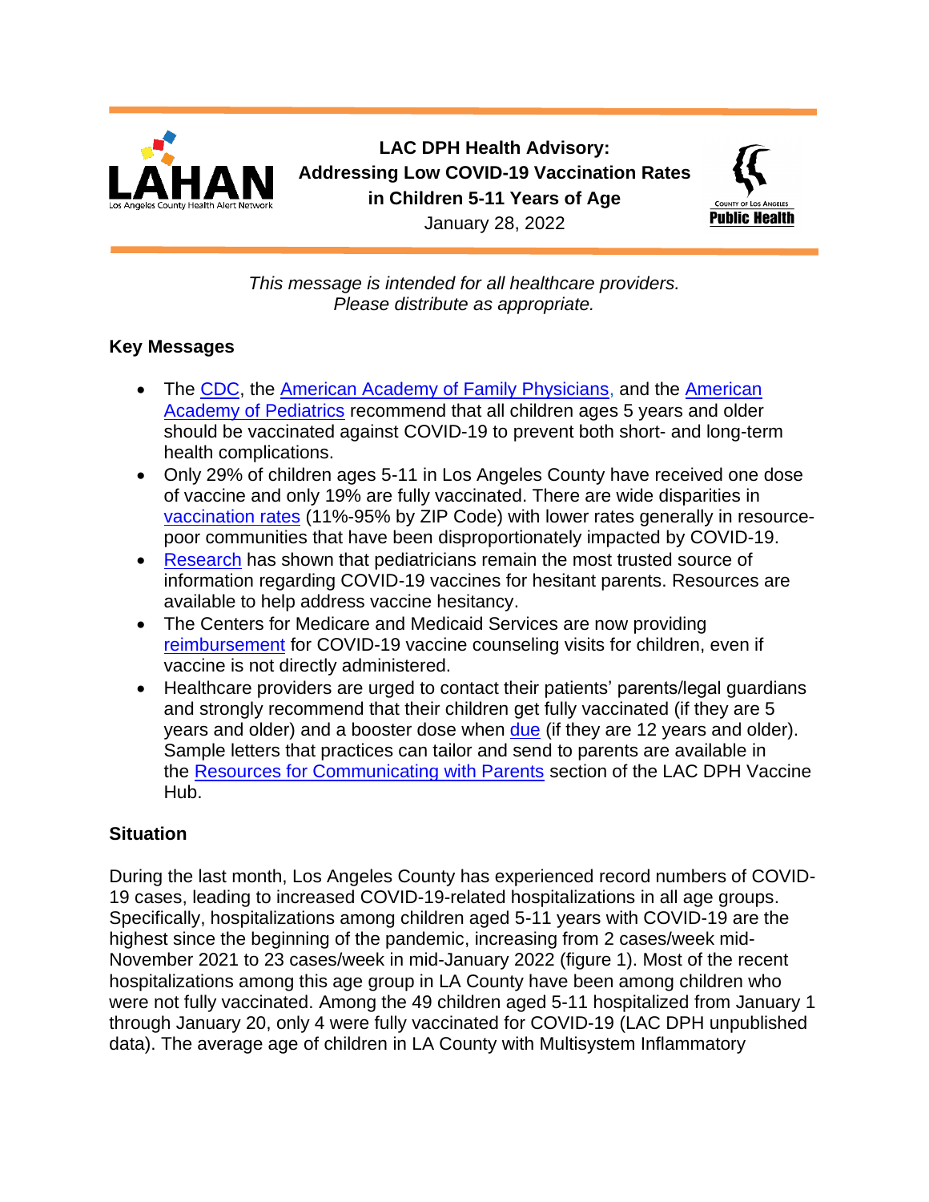**LAC DPH Health Advisory:**
**Addressing Low COVID-19 Vaccination Rates in Children 5-11 Years of Age**
January 28, 2022

*This message is intended for all healthcare providers.*
*Please distribute as appropriate.*

## Key Messages

- The CDC, the American Academy of Family Physicians, and the American Academy of Pediatrics recommend that all children ages 5 years and older should be vaccinated against COVID-19 to prevent both short- and long-term health complications.
- Only 29% of children ages 5-11 in Los Angeles County have received one dose of vaccine and only 19% are fully vaccinated. There are wide disparities in vaccination rates (11%-95% by ZIP Code) with lower rates generally in resource-poor communities that have been disproportionately impacted by COVID-19.
- Research has shown that pediatricians remain the most trusted source of information regarding COVID-19 vaccines for hesitant parents. Resources are available to help address vaccine hesitancy.
- The Centers for Medicare and Medicaid Services are now providing reimbursement for COVID-19 vaccine counseling visits for children, even if vaccine is not directly administered.
- Healthcare providers are urged to contact their patients' parents/legal guardians and strongly recommend that their children get fully vaccinated (if they are 5 years and older) and a booster dose when due (if they are 12 years and older). Sample letters that practices can tailor and send to parents are available in the Resources for Communicating with Parents section of the LAC DPH Vaccine Hub.

## Situation

During the last month, Los Angeles County has experienced record numbers of COVID-19 cases, leading to increased COVID-19-related hospitalizations in all age groups. Specifically, hospitalizations among children aged 5-11 years with COVID-19 are the highest since the beginning of the pandemic, increasing from 2 cases/week mid-November 2021 to 23 cases/week in mid-January 2022 (figure 1). Most of the recent hospitalizations among this age group in LA County have been among children who were not fully vaccinated. Among the 49 children aged 5-11 hospitalized from January 1 through January 20, only 4 were fully vaccinated for COVID-19 (LAC DPH unpublished data). The average age of children in LA County with Multisystem Inflammatory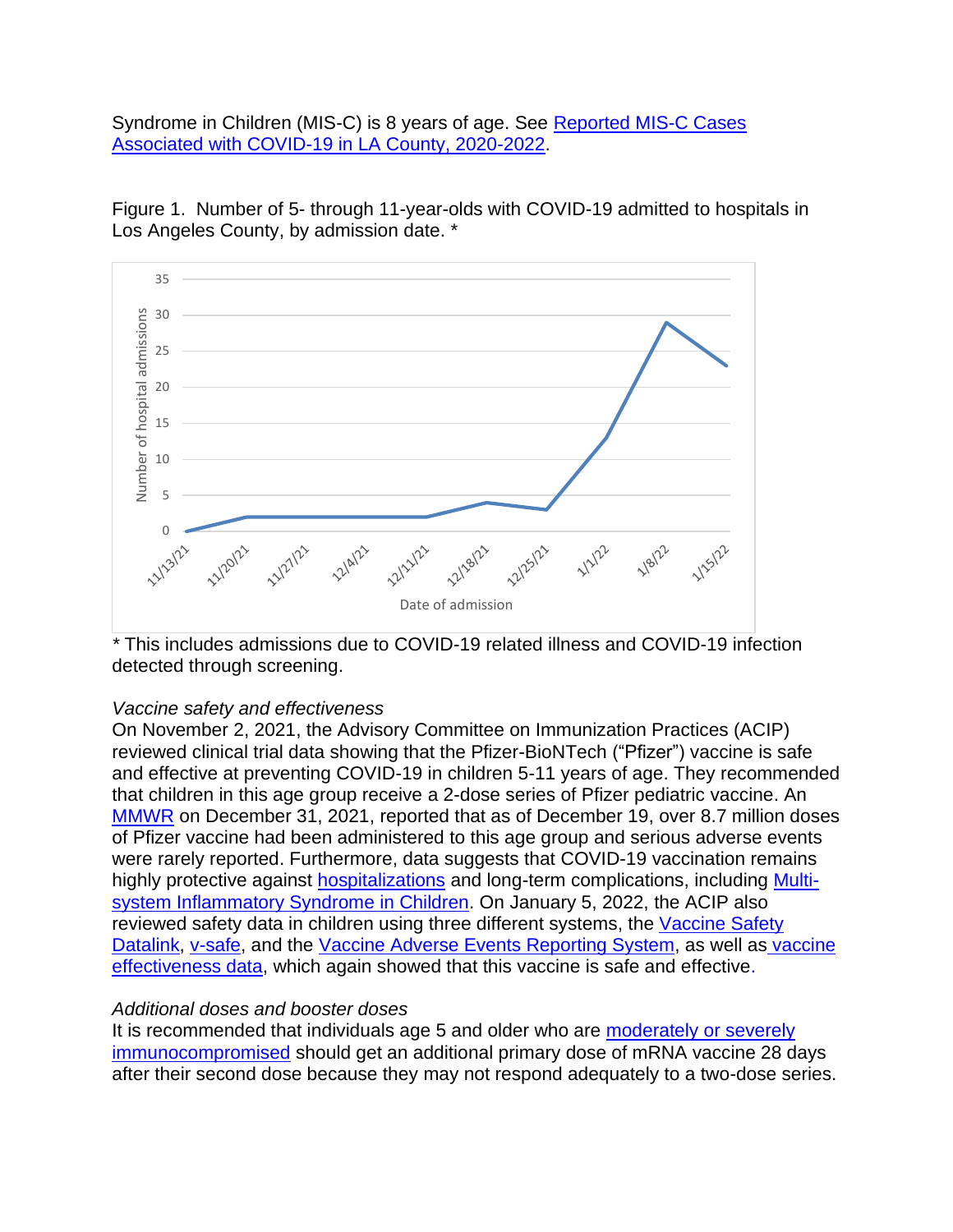Syndrome in Children (MIS-C) is 8 years of age. See [Reported MIS-C Cases Associated with COVID-19 in LA County, 2020-2022](#).

Figure 1. Number of 5- through 11-year-olds with COVID-19 admitted to hospitals in Los Angeles County, by admission date. *

Number of hospital admissions

35
30
25
20
15
10
5
0

11/13/21
11/20/21
11/27/21
12/4/21
12/11/21
12/18/21
12/25/21
1/1/22
1/8/22
1/15/22

Date of admission

* This includes admissions due to COVID-19 related illness and COVID-19 infection detected through screening.

*Vaccine safety and effectiveness*

On November 2, 2021, the Advisory Committee on Immunization Practices (ACIP) reviewed clinical trial data showing that the Pfizer-BioNTech ("Pfizer") vaccine is safe and effective at preventing COVID-19 in children 5-11 years of age. They recommended that children in this age group receive a 2-dose series of Pfizer pediatric vaccine. An [MMWR](#) on December 31, 2021, reported that as of December 19, over 8.7 million doses of Pfizer vaccine had been administered to this age group and serious adverse events were rarely reported. Furthermore, data suggests that COVID-19 vaccination remains highly protective against [hospitalizations](#) and long-term complications, including [Multi-system Inflammatory Syndrome in Children](#). On January 5, 2022, the ACIP also reviewed safety data in children using three different systems, the [Vaccine Safety Datalink](#), [v-safe](#), and the [Vaccine Adverse Events Reporting System](#), as well as [vaccine effectiveness data](#), which again showed that this vaccine is safe and effective.

*Additional doses and booster doses*

It is recommended that individuals age 5 and older who are [moderately or severely immunocompromised](#) should get an additional primary dose of mRNA vaccine 28 days after their second dose because they may not respond adequately to a two-dose series.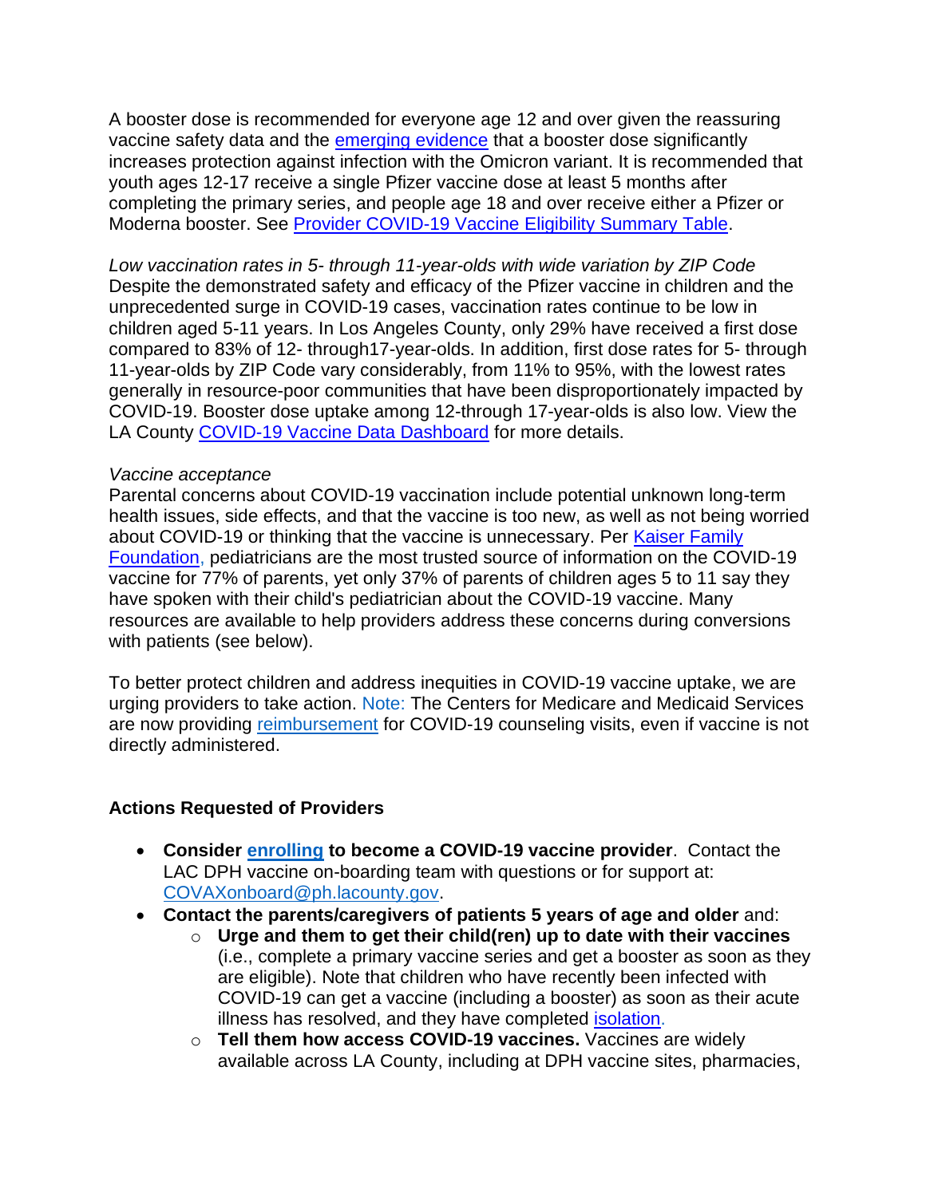A booster dose is recommended for everyone age 12 and over given the reassuring vaccine safety data and the emerging evidence that a booster dose significantly increases protection against infection with the Omicron variant. It is recommended that youth ages 12-17 receive a single Pfizer vaccine dose at least 5 months after completing the primary series, and people age 18 and over receive either a Pfizer or Moderna booster. See Provider COVID-19 Vaccine Eligibility Summary Table.

*Low vaccination rates in 5- through 11-year-olds with wide variation by ZIP Code*

Despite the demonstrated safety and efficacy of the Pfizer vaccine in children and the unprecedented surge in COVID-19 cases, vaccination rates continue to be low in children aged 5-11 years. In Los Angeles County, only 29% have received a first dose compared to 83% of 12- through17-year-olds. In addition, first dose rates for 5- through 11-year-olds by ZIP Code vary considerably, from 11% to 95%, with the lowest rates generally in resource-poor communities that have been disproportionately impacted by COVID-19. Booster dose uptake among 12-through 17-year-olds is also low. View the LA County COVID-19 Vaccine Data Dashboard for more details.

*Vaccine acceptance*

Parental concerns about COVID-19 vaccination include potential unknown long-term health issues, side effects, and that the vaccine is too new, as well as not being worried about COVID-19 or thinking that the vaccine is unnecessary. Per Kaiser Family Foundation, pediatricians are the most trusted source of information on the COVID-19 vaccine for 77% of parents, yet only 37% of parents of children ages 5 to 11 say they have spoken with their child's pediatrician about the COVID-19 vaccine. Many resources are available to help providers address these concerns during conversions with patients (see below).

To better protect children and address inequities in COVID-19 vaccine uptake, we are urging providers to take action. Note: The Centers for Medicare and Medicaid Services are now providing reimbursement for COVID-19 counseling visits, even if vaccine is not directly administered.

**Actions Requested of Providers**

- **Consider enrolling to become a COVID-19 vaccine provider**. Contact the LAC DPH vaccine on-boarding team with questions or for support at: COVAXonboard@ph.lacounty.gov.
- **Contact the parents/caregivers of patients 5 years of age and older** and:
  - **Urge and them to get their child(ren) up to date with their vaccines** (i.e., complete a primary vaccine series and get a booster as soon as they are eligible). Note that children who have recently been infected with COVID-19 can get a vaccine (including a booster) as soon as their acute illness has resolved, and they have completed isolation.
  - **Tell them how access COVID-19 vaccines.** Vaccines are widely available across LA County, including at DPH vaccine sites, pharmacies,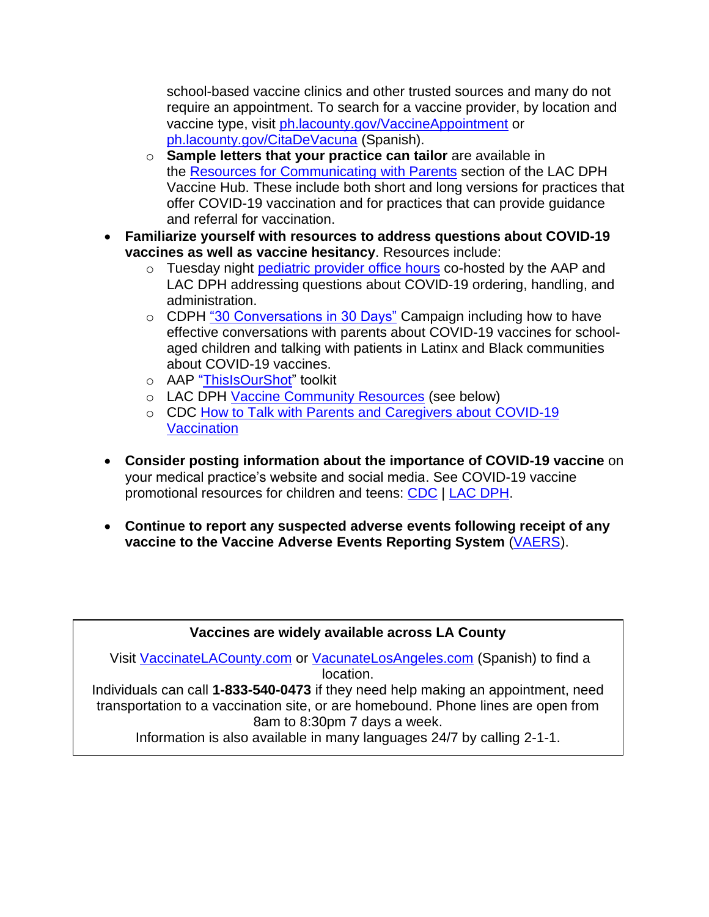school-based vaccine clinics and other trusted sources and many do not require an appointment. To search for a vaccine provider, by location and vaccine type, visit ph.lacounty.gov/VaccineAppointment or ph.lacounty.gov/CitaDeVacuna (Spanish).

  - **Sample letters that your practice can tailor** are available in the Resources for Communicating with Parents section of the LAC DPH Vaccine Hub. These include both short and long versions for practices that offer COVID-19 vaccination and for practices that can provide guidance and referral for vaccination.

- **Familiarize yourself with resources to address questions about COVID-19 vaccines as well as vaccine hesitancy**. Resources include:
  - Tuesday night pediatric provider office hours co-hosted by the AAP and LAC DPH addressing questions about COVID-19 ordering, handling, and administration.
  - CDPH "30 Conversations in 30 Days" Campaign including how to have effective conversations with parents about COVID-19 vaccines for school-aged children and talking with patients in Latinx and Black communities about COVID-19 vaccines.
  - AAP "ThisIsOurShot" toolkit
  - LAC DPH Vaccine Community Resources (see below)
  - CDC How to Talk with Parents and Caregivers about COVID-19 Vaccination

- **Consider posting information about the importance of COVID-19 vaccine** on your medical practice's website and social media. See COVID-19 vaccine promotional resources for children and teens: CDC | LAC DPH.

- **Continue to report any suspected adverse events following receipt of any vaccine to the Vaccine Adverse Events Reporting System** (VAERS).

**Vaccines are widely available across LA County**

Visit VaccinateLACounty.com or VacunateLosAngeles.com (Spanish) to find a location.
Individuals can call **1-833-540-0473** if they need help making an appointment, need transportation to a vaccination site, or are homebound. Phone lines are open from 8am to 8:30pm 7 days a week.
Information is also available in many languages 24/7 by calling 2-1-1.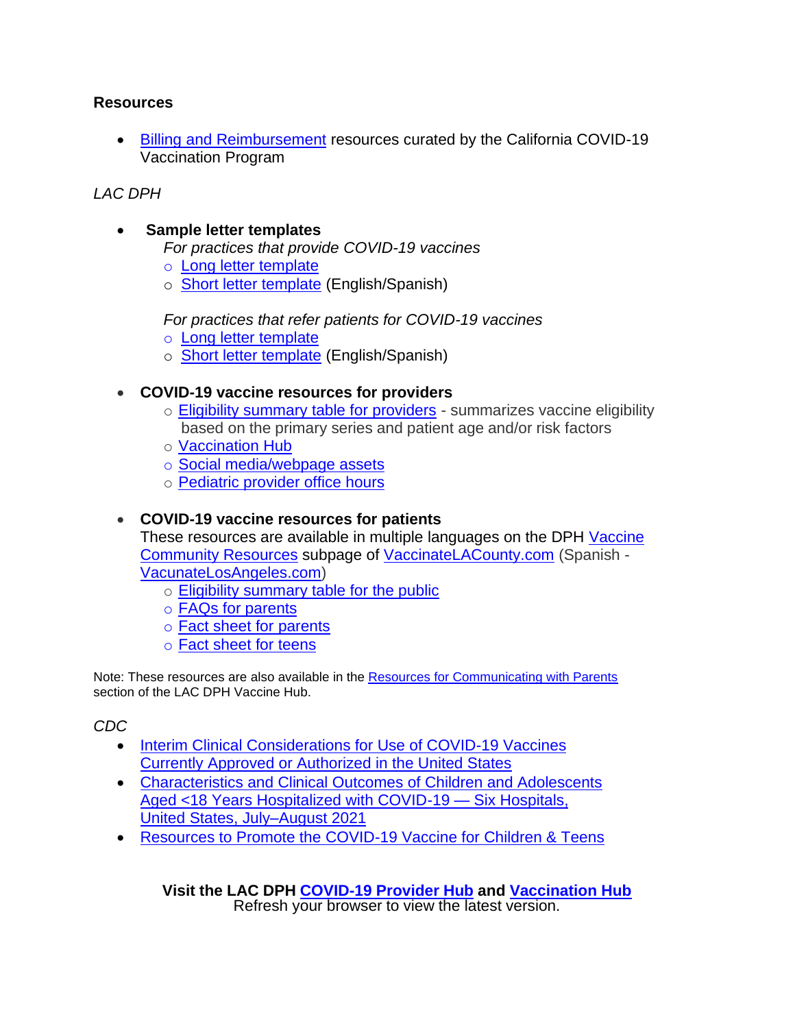**Resources**

- Billing and Reimbursement resources curated by the California COVID-19 Vaccination Program

*LAC DPH*

- **Sample letter templates**

  *For practices that provide COVID-19 vaccines*

  - Long letter template
  - Short letter template (English/Spanish)

  *For practices that refer patients for COVID-19 vaccines*

  - Long letter template
  - Short letter template (English/Spanish)

- **COVID-19 vaccine resources for providers**
  - Eligibility summary table for providers - summarizes vaccine eligibility based on the primary series and patient age and/or risk factors
  - Vaccination Hub
  - Social media/webpage assets
  - Pediatric provider office hours

- **COVID-19 vaccine resources for patients**

  These resources are available in multiple languages on the DPH Vaccine Community Resources subpage of VaccinateLACounty.com (Spanish - VacunateLosAngeles.com)

  - Eligibility summary table for the public
  - FAQs for parents
  - Fact sheet for parents
  - Fact sheet for teens

Note: These resources are also available in the Resources for Communicating with Parents section of the LAC DPH Vaccine Hub.

*CDC*

- Interim Clinical Considerations for Use of COVID-19 Vaccines Currently Approved or Authorized in the United States
- Characteristics and Clinical Outcomes of Children and Adolescents Aged <18 Years Hospitalized with COVID-19 — Six Hospitals, United States, July–August 2021
- Resources to Promote the COVID-19 Vaccine for Children & Teens

**Visit the LAC DPH COVID-19 Provider Hub and Vaccination Hub**

Refresh your browser to view the latest version.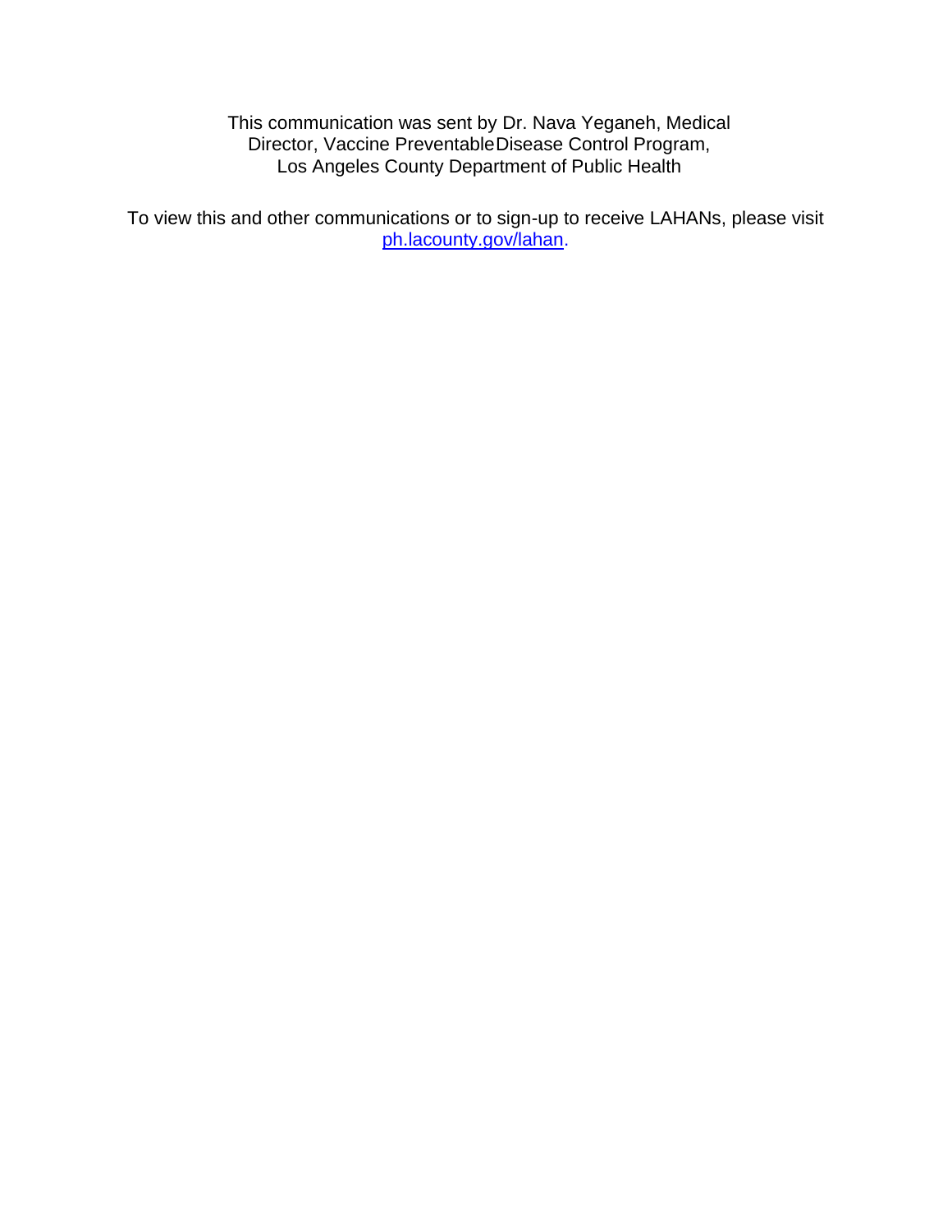This communication was sent by Dr. Nava Yeganeh, Medical Director, Vaccine Preventable Disease Control Program, Los Angeles County Department of Public Health

To view this and other communications or to sign-up to receive LAHANs, please visit [ph.lacounty.gov/lahan](ph.lacounty.gov/lahan).